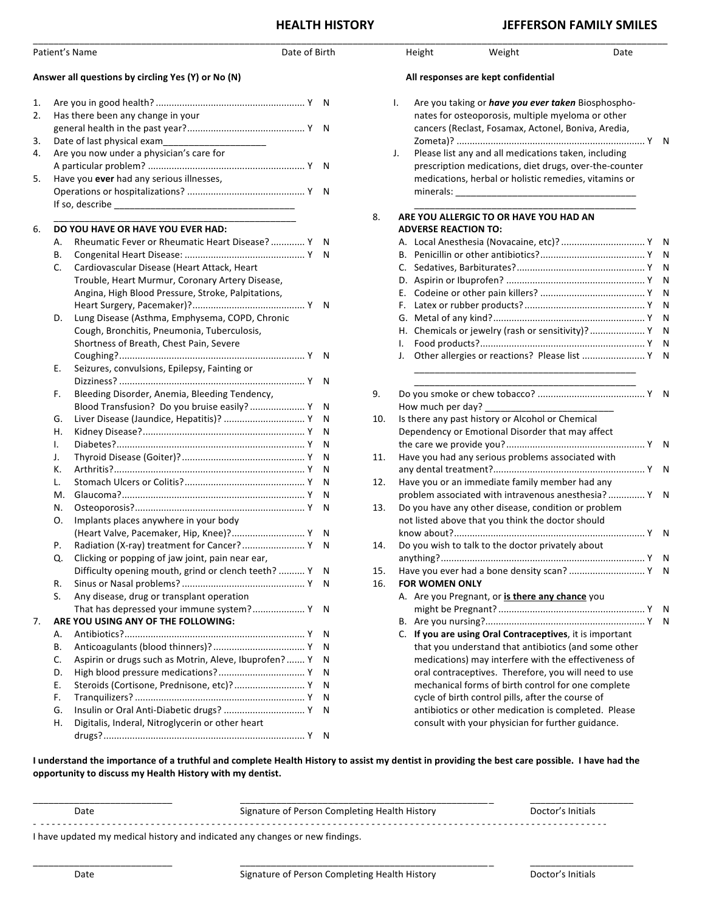# HEALTH HISTORY

## JEFFERSON FAMILY SMILES

Patient's Name ______ Date of Birth ______ Height ______ Weight ______ Date ______

**Answer all questions by circling Yes (Y) or No (N)**

**All responses are kept confidential**

1. Are you in good health? ........................................................ Y N
2. Has there been any change in your general health in the past year?............................................ Y N
3. Date of last physical exam____________________
4. Are you now under a physician's care for A particular problem? ........................................................... Y N
5. Have you **ever** had any serious illnesses, Operations or hospitalizations? ............................................ Y N
   If so, describe ____________________________________
   ______________________________________________
6. **DO YOU HAVE OR HAVE YOU EVER HAD:**
   - A. Rheumatic Fever or Rheumatic Heart Disease? ............ Y N
   - B. Congenital Heart Disease: ............................................. Y N
   - C. Cardiovascular Disease (Heart Attack, Heart Trouble, Heart Murmur, Coronary Artery Disease, Angina, High Blood Pressure, Stroke, Palpitations, Heart Surgery, Pacemaker)?.......................................... Y N
   - D. Lung Disease (Asthma, Emphysema, COPD, Chronic Cough, Bronchitis, Pneumonia, Tuberculosis, Shortness of Breath, Chest Pain, Severe Coughing?....................................................................... Y N
   - E. Seizures, convulsions, Epilepsy, Fainting or Dizziness? ....................................................................... Y N
   - F. Bleeding Disorder, Anemia, Bleeding Tendency, Blood Transfusion? Do you bruise easily? .................... Y N
   - G. Liver Disease (Jaundice, Hepatitis)? .............................. Y N
   - H. Kidney Disease?............................................................. Y N
   - I. Diabetes?...................................................................... Y N
   - J. Thyroid Disease (Goiter)?.............................................. Y N
   - K. Arthritis?........................................................................ Y N
   - L. Stomach Ulcers or Colitis?............................................. Y N
   - M. Glaucoma?..................................................................... Y N
   - N. Osteoporosis?................................................................ Y N
   - O. Implants places anywhere in your body (Heart Valve, Pacemaker, Hip, Knee)?........................... Y N
   - P. Radiation (X-ray) treatment for Cancer?........................ Y N
   - Q. Clicking or popping of jaw joint, pain near ear, Difficulty opening mouth, grind or clench teeth? .......... Y N
   - R. Sinus or Nasal problems? .............................................. Y N
   - S. Any disease, drug or transplant operation That has depressed your immune system?.................... Y N
7. **ARE YOU USING ANY OF THE FOLLOWING:**
   - A. Antibiotics?.................................................................... Y N
   - B. Anticoagulants (blood thinners)? .................................. Y N
   - C. Aspirin or drugs such as Motrin, Aleve, Ibuprofen? ....... Y N
   - D. High blood pressure medications? ................................ Y N
   - E. Steroids (Cortisone, Prednisone, etc)? .......................... Y N
   - F. Tranquilizers? ............................................................... Y N
   - G. Insulin or Oral Anti-Diabetic drugs? .............................. Y N
   - H. Digitalis, Inderal, Nitroglycerin or other heart drugs?............................................................................ Y N
   - I. Are you taking or ***have you ever taken*** Biosphosphonates for osteoporosis, multiple myeloma or other cancers (Reclast, Fosamax, Actonel, Boniva, Aredia, Zometa)? ....................................................................... Y N
   - J. Please list any and all medications taken, including prescription medications, diet drugs, over-the-counter medications, herbal or holistic remedies, vitamins or minerals: ____________________________________
     ____________________________________
8. **ARE YOU ALLERGIC TO OR HAVE YOU HAD AN ADVERSE REACTION TO:**
   - A. Local Anesthesia (Novacaine, etc)? ................................ Y N
   - B. Penicillin or other antibiotics?....................................... Y N
   - C. Sedatives, Barbiturates?................................................ Y N
   - D. Aspirin or Ibuprofen? .................................................... Y N
   - E. Codeine or other pain killers? ....................................... Y N
   - F. Latex or rubber products?............................................. Y N
   - G. Metal of any kind?......................................................... Y N
   - H. Chemicals or jewelry (rash or sensitivity)? ..................... Y N
   - I. Food products?.............................................................. Y N
   - J. Other allergies or reactions? Please list ........................ Y N
     ______________________________________________
     ______________________________________________
9. Do you smoke or chew tobacco? ......................................... Y N
   How much per day? _________________________
10. Is there any past history or Alcohol or Chemical Dependency or Emotional Disorder that may affect the care we provide you?..................................................... Y N
11. Have you had any serious problems associated with any dental treatment?......................................................... Y N
12. Have you or an immediate family member had any problem associated with intravenous anesthesia? ............. Y N
13. Do you have any other disease, condition or problem not listed above that you think the doctor should know about?......................................................................... Y N
14. Do you wish to talk to the doctor privately about anything?............................................................................ Y N
15. Have you ever had a bone density scan? ............................ Y N
16. **FOR WOMEN ONLY**
    - A. Are you Pregnant, or **<u>is there any chance</u>** you might be Pregnant? ....................................................... Y N
    - B. Are you nursing?............................................................ Y N
    - C. **If you are using Oral Contraceptives**, it is important that you understand that antibiotics (and some other medications) may interfere with the effectiveness of oral contraceptives. Therefore, you will need to use mechanical forms of birth control for one complete cycle of birth control pills, after the course of antibiotics or other medication is completed. Please consult with your physician for further guidance.

**I understand the importance of a truthful and complete Health History to assist my dentist in providing the best care possible. I have had the opportunity to discuss my Health History with my dentist.**

___________________________ ___________________________________________ ____________________
Date — Signature of Person Completing Health History — Doctor's Initials

- - - - - - - - - - - - - - - - - - - - - - - - - - - - - - - - - - - - - - - - - - - - - - - - - - - - - - - - - - - - - -

I have updated my medical history and indicated any changes or new findings.

___________________________ ___________________________________________ ____________________
Date — Signature of Person Completing Health History — Doctor's Initials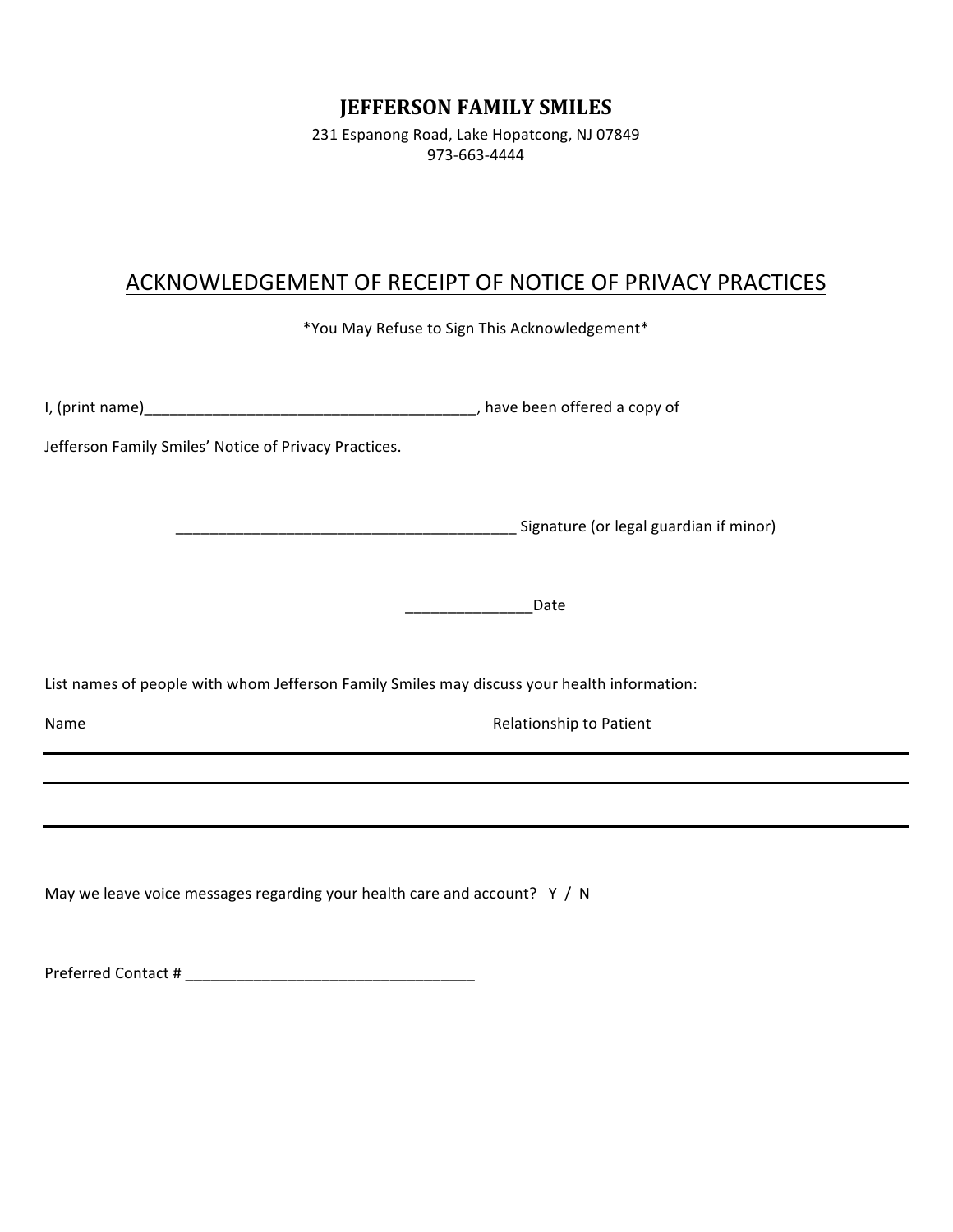# JEFFERSON FAMILY SMILES

231 Espanong Road, Lake Hopatcong, NJ 07849
973-663-4444

## ACKNOWLEDGEMENT OF RECEIPT OF NOTICE OF PRIVACY PRACTICES

*You May Refuse to Sign This Acknowledgement*

I, (print name)_______________________________________, have been offered a copy of

Jefferson Family Smiles' Notice of Privacy Practices.

________________________________________ Signature (or legal guardian if minor)

_______________Date

List names of people with whom Jefferson Family Smiles may discuss your health information:

| Name | Relationship to Patient |
|---|---|
| | |
| | |
| | |

May we leave voice messages regarding your health care and account? Y / N

Preferred Contact # __________________________________